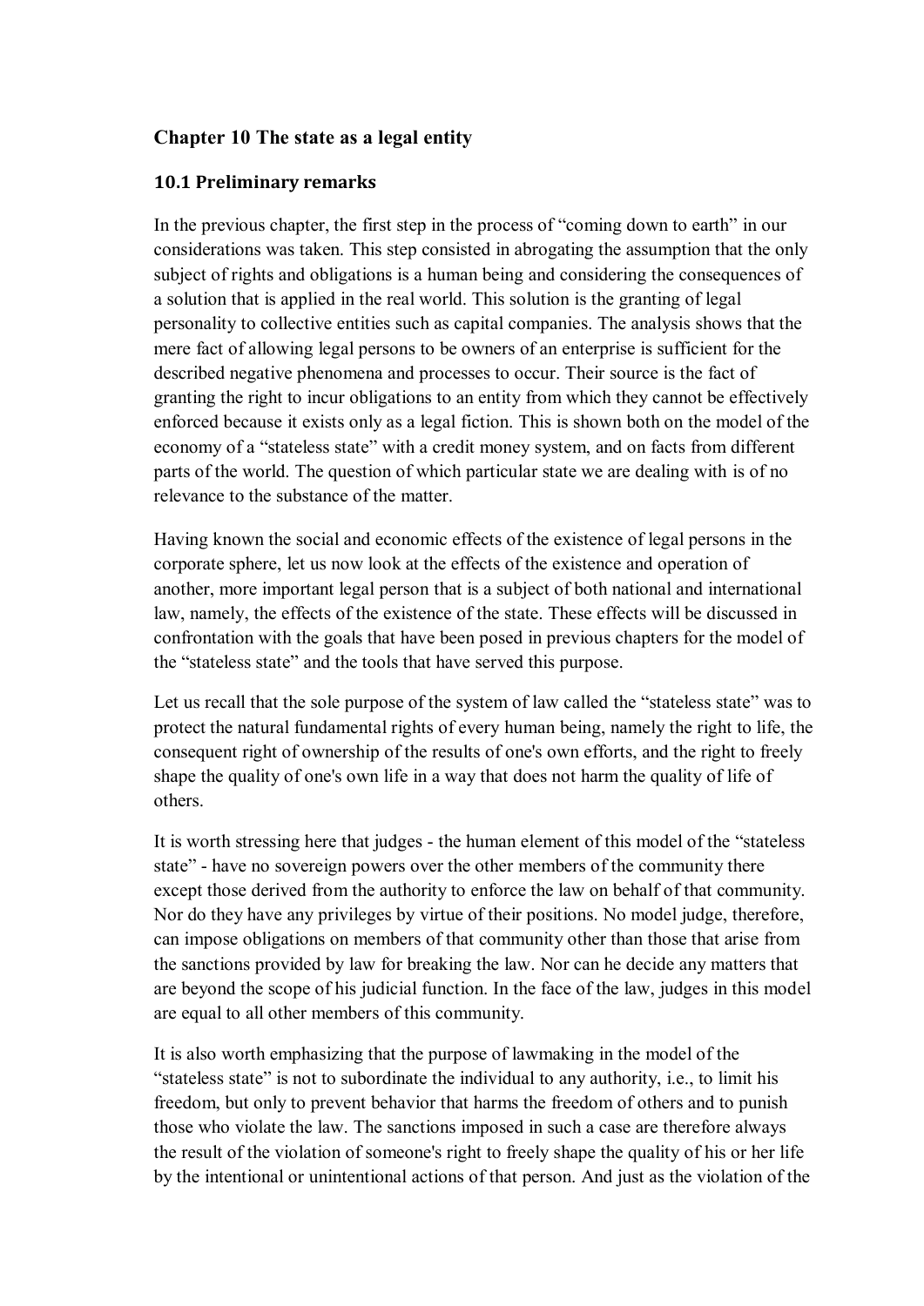## Chapter 10 The state as a legal entity

### 10.1 Preliminary remarks

In the previous chapter, the first step in the process of "coming down to earth" in our considerations was taken. This step consisted in abrogating the assumption that the only subject of rights and obligations is a human being and considering the consequences of a solution that is applied in the real world. This solution is the granting of legal personality to collective entities such as capital companies. The analysis shows that the mere fact of allowing legal persons to be owners of an enterprise is sufficient for the described negative phenomena and processes to occur. Their source is the fact of granting the right to incur obligations to an entity from which they cannot be effectively enforced because it exists only as a legal fiction. This is shown both on the model of the economy of a "stateless state" with a credit money system, and on facts from different parts of the world. The question of which particular state we are dealing with is of no relevance to the substance of the matter.

Having known the social and economic effects of the existence of legal persons in the corporate sphere, let us now look at the effects of the existence and operation of another, more important legal person that is a subject of both national and international law, namely, the effects of the existence of the state. These effects will be discussed in confrontation with the goals that have been posed in previous chapters for the model of the "stateless state" and the tools that have served this purpose.

Let us recall that the sole purpose of the system of law called the "stateless state" was to protect the natural fundamental rights of every human being, namely the right to life, the consequent right of ownership of the results of one's own efforts, and the right to freely shape the quality of one's own life in a way that does not harm the quality of life of others.

It is worth stressing here that judges - the human element of this model of the "stateless state" - have no sovereign powers over the other members of the community there except those derived from the authority to enforce the law on behalf of that community. Nor do they have any privileges by virtue of their positions. No model judge, therefore, can impose obligations on members of that community other than those that arise from the sanctions provided by law for breaking the law. Nor can he decide any matters that are beyond the scope of his judicial function. In the face of the law, judges in this model are equal to all other members of this community.

It is also worth emphasizing that the purpose of lawmaking in the model of the "stateless state" is not to subordinate the individual to any authority, i.e., to limit his freedom, but only to prevent behavior that harms the freedom of others and to punish those who violate the law. The sanctions imposed in such a case are therefore always the result of the violation of someone's right to freely shape the quality of his or her life by the intentional or unintentional actions of that person. And just as the violation of the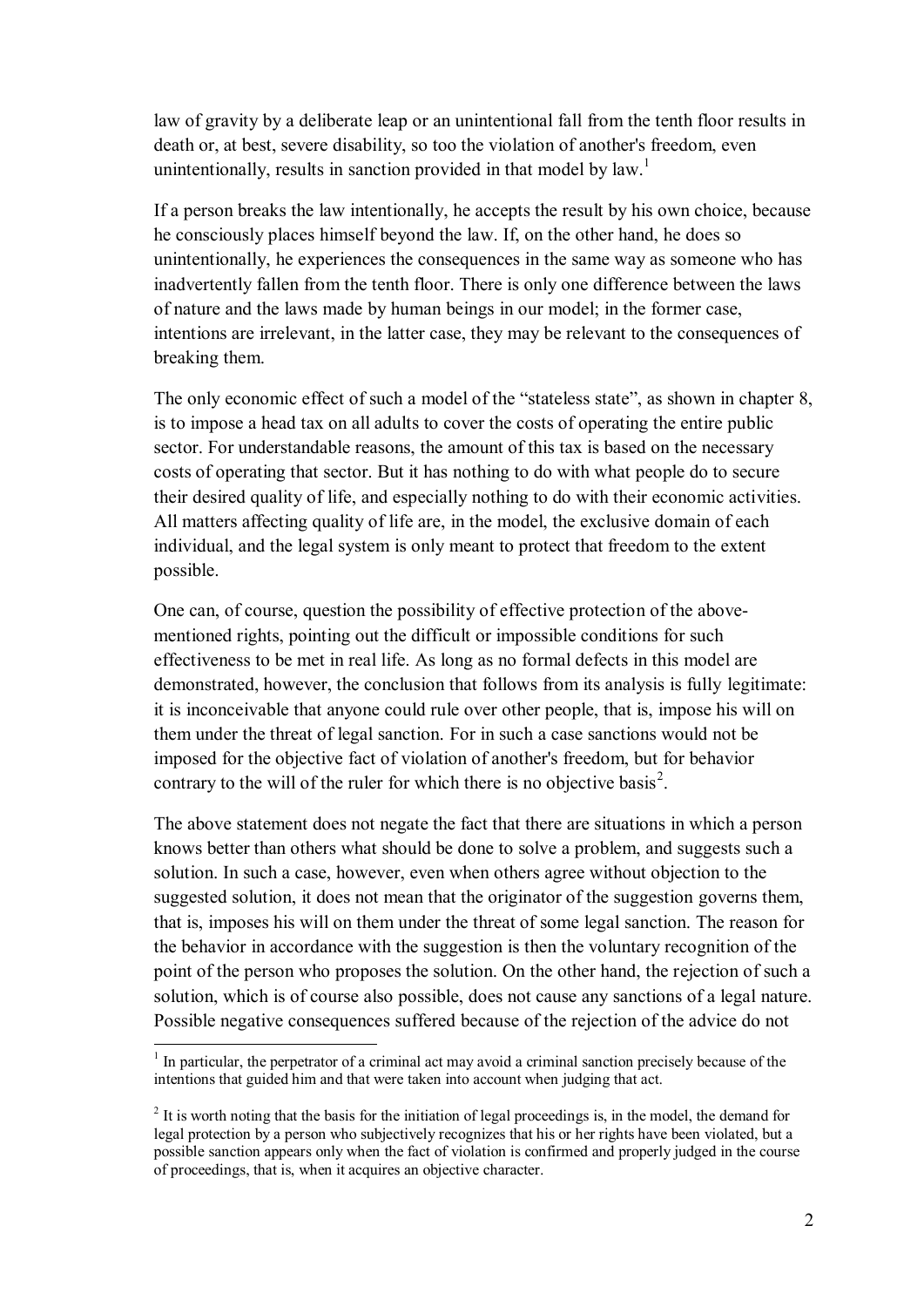law of gravity by a deliberate leap or an unintentional fall from the tenth floor results in death or, at best, severe disability, so too the violation of another's freedom, even unintentionally, results in sanction provided in that model by law.[1]

If a person breaks the law intentionally, he accepts the result by his own choice, because he consciously places himself beyond the law. If, on the other hand, he does so unintentionally, he experiences the consequences in the same way as someone who has inadvertently fallen from the tenth floor. There is only one difference between the laws of nature and the laws made by human beings in our model; in the former case, intentions are irrelevant, in the latter case, they may be relevant to the consequences of breaking them.

The only economic effect of such a model of the "stateless state", as shown in chapter 8, is to impose a head tax on all adults to cover the costs of operating the entire public sector. For understandable reasons, the amount of this tax is based on the necessary costs of operating that sector. But it has nothing to do with what people do to secure their desired quality of life, and especially nothing to do with their economic activities. All matters affecting quality of life are, in the model, the exclusive domain of each individual, and the legal system is only meant to protect that freedom to the extent possible.

One can, of course, question the possibility of effective protection of the above-mentioned rights, pointing out the difficult or impossible conditions for such effectiveness to be met in real life. As long as no formal defects in this model are demonstrated, however, the conclusion that follows from its analysis is fully legitimate: it is inconceivable that anyone could rule over other people, that is, impose his will on them under the threat of legal sanction. For in such a case sanctions would not be imposed for the objective fact of violation of another's freedom, but for behavior contrary to the will of the ruler for which there is no objective basis[2].

The above statement does not negate the fact that there are situations in which a person knows better than others what should be done to solve a problem, and suggests such a solution. In such a case, however, even when others agree without objection to the suggested solution, it does not mean that the originator of the suggestion governs them, that is, imposes his will on them under the threat of some legal sanction. The reason for the behavior in accordance with the suggestion is then the voluntary recognition of the point of the person who proposes the solution. On the other hand, the rejection of such a solution, which is of course also possible, does not cause any sanctions of a legal nature. Possible negative consequences suffered because of the rejection of the advice do not

[1] In particular, the perpetrator of a criminal act may avoid a criminal sanction precisely because of the intentions that guided him and that were taken into account when judging that act.

[2] It is worth noting that the basis for the initiation of legal proceedings is, in the model, the demand for legal protection by a person who subjectively recognizes that his or her rights have been violated, but a possible sanction appears only when the fact of violation is confirmed and properly judged in the course of proceedings, that is, when it acquires an objective character.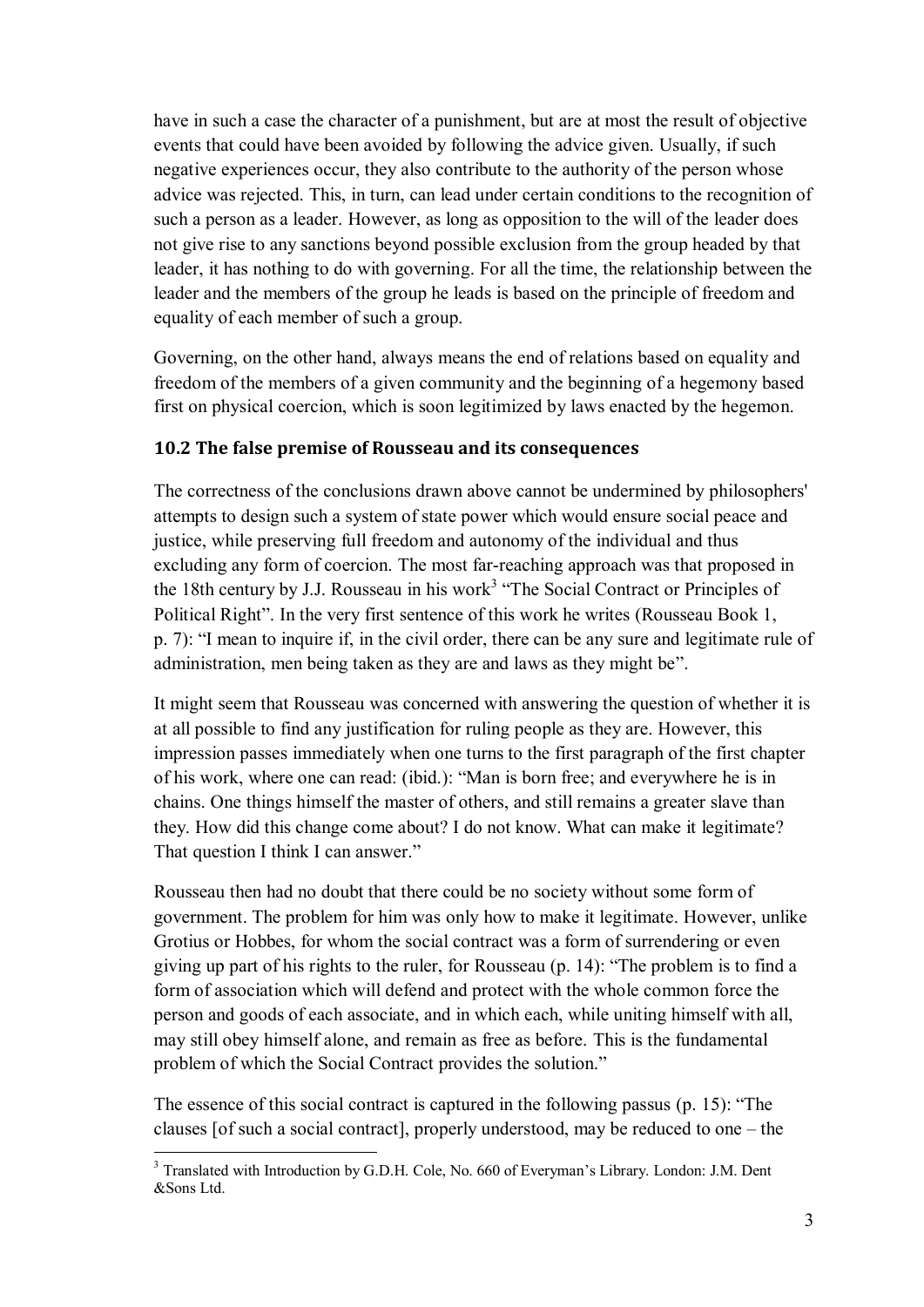have in such a case the character of a punishment, but are at most the result of objective events that could have been avoided by following the advice given. Usually, if such negative experiences occur, they also contribute to the authority of the person whose advice was rejected. This, in turn, can lead under certain conditions to the recognition of such a person as a leader. However, as long as opposition to the will of the leader does not give rise to any sanctions beyond possible exclusion from the group headed by that leader, it has nothing to do with governing. For all the time, the relationship between the leader and the members of the group he leads is based on the principle of freedom and equality of each member of such a group.

Governing, on the other hand, always means the end of relations based on equality and freedom of the members of a given community and the beginning of a hegemony based first on physical coercion, which is soon legitimized by laws enacted by the hegemon.

### 10.2 The false premise of Rousseau and its consequences

The correctness of the conclusions drawn above cannot be undermined by philosophers' attempts to design such a system of state power which would ensure social peace and justice, while preserving full freedom and autonomy of the individual and thus excluding any form of coercion. The most far-reaching approach was that proposed in the 18th century by J.J. Rousseau in his work[3] "The Social Contract or Principles of Political Right". In the very first sentence of this work he writes (Rousseau Book 1, p. 7): "I mean to inquire if, in the civil order, there can be any sure and legitimate rule of administration, men being taken as they are and laws as they might be".

It might seem that Rousseau was concerned with answering the question of whether it is at all possible to find any justification for ruling people as they are. However, this impression passes immediately when one turns to the first paragraph of the first chapter of his work, where one can read: (ibid.): "Man is born free; and everywhere he is in chains. One things himself the master of others, and still remains a greater slave than they. How did this change come about? I do not know. What can make it legitimate? That question I think I can answer."

Rousseau then had no doubt that there could be no society without some form of government. The problem for him was only how to make it legitimate. However, unlike Grotius or Hobbes, for whom the social contract was a form of surrendering or even giving up part of his rights to the ruler, for Rousseau (p. 14): "The problem is to find a form of association which will defend and protect with the whole common force the person and goods of each associate, and in which each, while uniting himself with all, may still obey himself alone, and remain as free as before. This is the fundamental problem of which the Social Contract provides the solution."

The essence of this social contract is captured in the following passus (p. 15): "The clauses [of such a social contract], properly understood, may be reduced to one – the

---

[3] Translated with Introduction by G.D.H. Cole, No. 660 of Everyman's Library. London: J.M. Dent &Sons Ltd.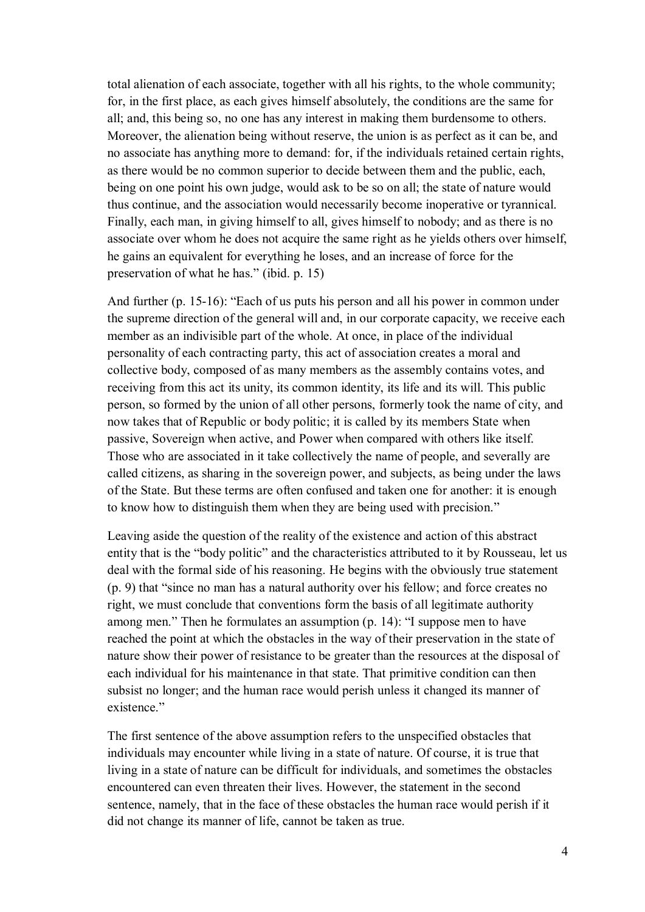total alienation of each associate, together with all his rights, to the whole community; for, in the first place, as each gives himself absolutely, the conditions are the same for all; and, this being so, no one has any interest in making them burdensome to others. Moreover, the alienation being without reserve, the union is as perfect as it can be, and no associate has anything more to demand: for, if the individuals retained certain rights, as there would be no common superior to decide between them and the public, each, being on one point his own judge, would ask to be so on all; the state of nature would thus continue, and the association would necessarily become inoperative or tyrannical. Finally, each man, in giving himself to all, gives himself to nobody; and as there is no associate over whom he does not acquire the same right as he yields others over himself, he gains an equivalent for everything he loses, and an increase of force for the preservation of what he has." (ibid. p. 15)

And further (p. 15-16): "Each of us puts his person and all his power in common under the supreme direction of the general will and, in our corporate capacity, we receive each member as an indivisible part of the whole. At once, in place of the individual personality of each contracting party, this act of association creates a moral and collective body, composed of as many members as the assembly contains votes, and receiving from this act its unity, its common identity, its life and its will. This public person, so formed by the union of all other persons, formerly took the name of city, and now takes that of Republic or body politic; it is called by its members State when passive, Sovereign when active, and Power when compared with others like itself. Those who are associated in it take collectively the name of people, and severally are called citizens, as sharing in the sovereign power, and subjects, as being under the laws of the State. But these terms are often confused and taken one for another: it is enough to know how to distinguish them when they are being used with precision."

Leaving aside the question of the reality of the existence and action of this abstract entity that is the "body politic" and the characteristics attributed to it by Rousseau, let us deal with the formal side of his reasoning. He begins with the obviously true statement (p. 9) that "since no man has a natural authority over his fellow; and force creates no right, we must conclude that conventions form the basis of all legitimate authority among men." Then he formulates an assumption (p. 14): "I suppose men to have reached the point at which the obstacles in the way of their preservation in the state of nature show their power of resistance to be greater than the resources at the disposal of each individual for his maintenance in that state. That primitive condition can then subsist no longer; and the human race would perish unless it changed its manner of existence."

The first sentence of the above assumption refers to the unspecified obstacles that individuals may encounter while living in a state of nature. Of course, it is true that living in a state of nature can be difficult for individuals, and sometimes the obstacles encountered can even threaten their lives. However, the statement in the second sentence, namely, that in the face of these obstacles the human race would perish if it did not change its manner of life, cannot be taken as true.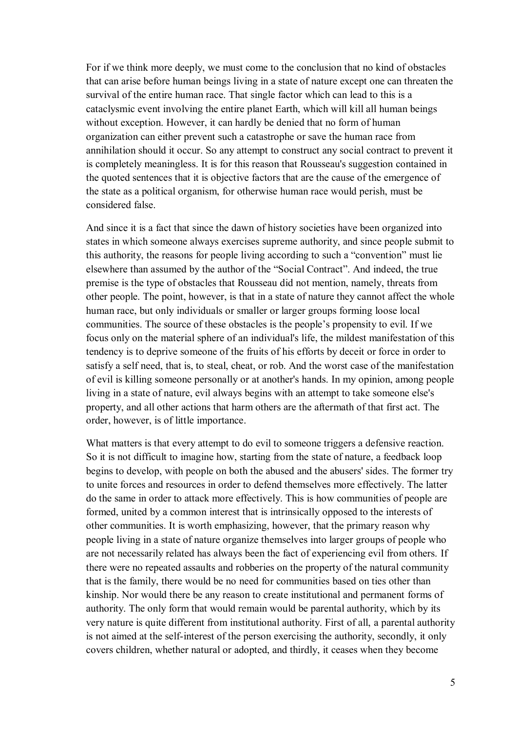For if we think more deeply, we must come to the conclusion that no kind of obstacles that can arise before human beings living in a state of nature except one can threaten the survival of the entire human race. That single factor which can lead to this is a cataclysmic event involving the entire planet Earth, which will kill all human beings without exception. However, it can hardly be denied that no form of human organization can either prevent such a catastrophe or save the human race from annihilation should it occur. So any attempt to construct any social contract to prevent it is completely meaningless. It is for this reason that Rousseau's suggestion contained in the quoted sentences that it is objective factors that are the cause of the emergence of the state as a political organism, for otherwise human race would perish, must be considered false.

And since it is a fact that since the dawn of history societies have been organized into states in which someone always exercises supreme authority, and since people submit to this authority, the reasons for people living according to such a "convention" must lie elsewhere than assumed by the author of the "Social Contract". And indeed, the true premise is the type of obstacles that Rousseau did not mention, namely, threats from other people. The point, however, is that in a state of nature they cannot affect the whole human race, but only individuals or smaller or larger groups forming loose local communities. The source of these obstacles is the people's propensity to evil. If we focus only on the material sphere of an individual's life, the mildest manifestation of this tendency is to deprive someone of the fruits of his efforts by deceit or force in order to satisfy a self need, that is, to steal, cheat, or rob. And the worst case of the manifestation of evil is killing someone personally or at another's hands. In my opinion, among people living in a state of nature, evil always begins with an attempt to take someone else's property, and all other actions that harm others are the aftermath of that first act. The order, however, is of little importance.

What matters is that every attempt to do evil to someone triggers a defensive reaction. So it is not difficult to imagine how, starting from the state of nature, a feedback loop begins to develop, with people on both the abused and the abusers' sides. The former try to unite forces and resources in order to defend themselves more effectively. The latter do the same in order to attack more effectively. This is how communities of people are formed, united by a common interest that is intrinsically opposed to the interests of other communities. It is worth emphasizing, however, that the primary reason why people living in a state of nature organize themselves into larger groups of people who are not necessarily related has always been the fact of experiencing evil from others. If there were no repeated assaults and robberies on the property of the natural community that is the family, there would be no need for communities based on ties other than kinship. Nor would there be any reason to create institutional and permanent forms of authority. The only form that would remain would be parental authority, which by its very nature is quite different from institutional authority. First of all, a parental authority is not aimed at the self-interest of the person exercising the authority, secondly, it only covers children, whether natural or adopted, and thirdly, it ceases when they become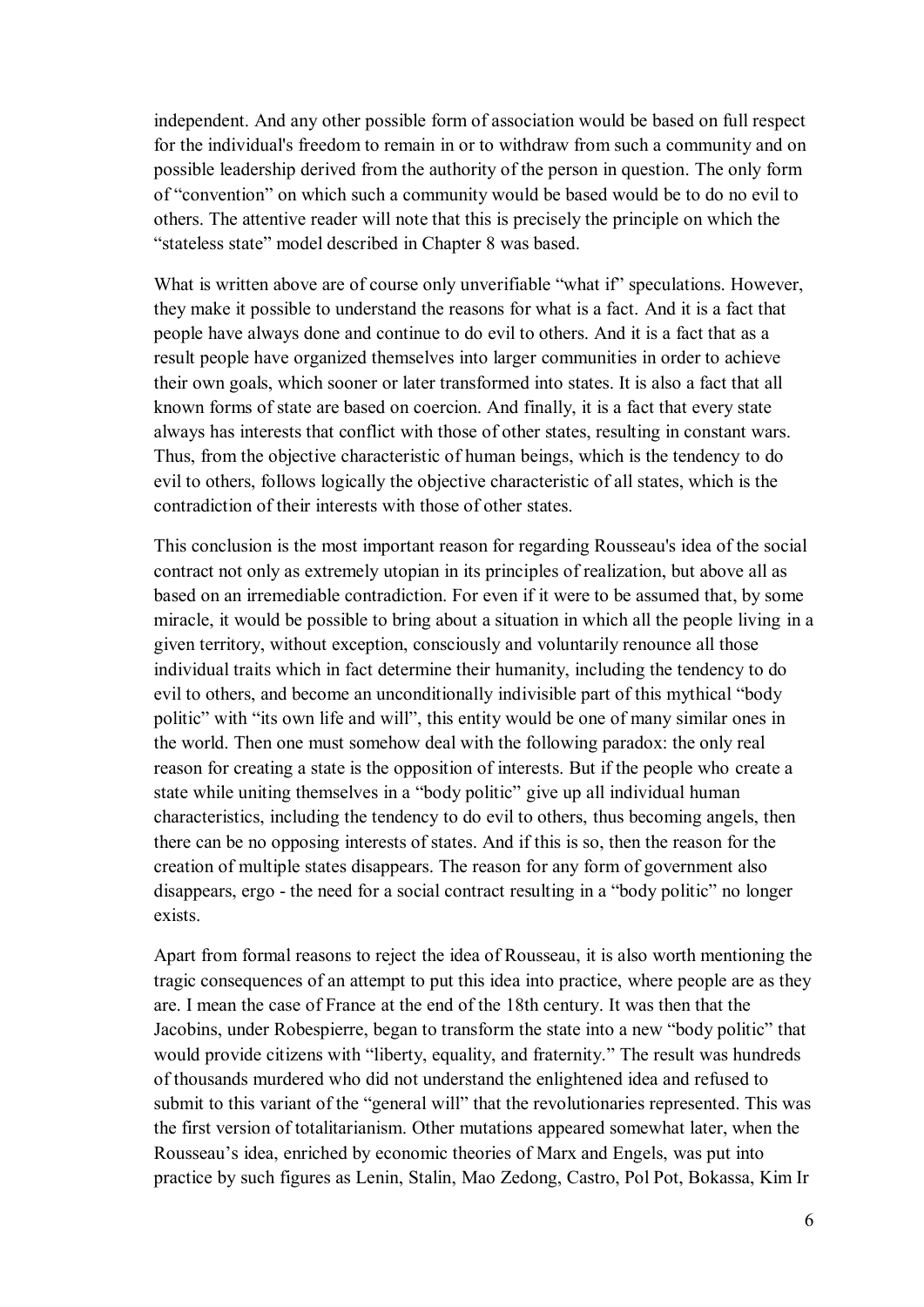independent. And any other possible form of association would be based on full respect for the individual's freedom to remain in or to withdraw from such a community and on possible leadership derived from the authority of the person in question. The only form of "convention" on which such a community would be based would be to do no evil to others. The attentive reader will note that this is precisely the principle on which the "stateless state" model described in Chapter 8 was based.

What is written above are of course only unverifiable "what if" speculations. However, they make it possible to understand the reasons for what is a fact. And it is a fact that people have always done and continue to do evil to others. And it is a fact that as a result people have organized themselves into larger communities in order to achieve their own goals, which sooner or later transformed into states. It is also a fact that all known forms of state are based on coercion. And finally, it is a fact that every state always has interests that conflict with those of other states, resulting in constant wars. Thus, from the objective characteristic of human beings, which is the tendency to do evil to others, follows logically the objective characteristic of all states, which is the contradiction of their interests with those of other states.

This conclusion is the most important reason for regarding Rousseau's idea of the social contract not only as extremely utopian in its principles of realization, but above all as based on an irremediable contradiction. For even if it were to be assumed that, by some miracle, it would be possible to bring about a situation in which all the people living in a given territory, without exception, consciously and voluntarily renounce all those individual traits which in fact determine their humanity, including the tendency to do evil to others, and become an unconditionally indivisible part of this mythical "body politic" with "its own life and will", this entity would be one of many similar ones in the world. Then one must somehow deal with the following paradox: the only real reason for creating a state is the opposition of interests. But if the people who create a state while uniting themselves in a "body politic" give up all individual human characteristics, including the tendency to do evil to others, thus becoming angels, then there can be no opposing interests of states. And if this is so, then the reason for the creation of multiple states disappears. The reason for any form of government also disappears, ergo - the need for a social contract resulting in a "body politic" no longer exists.

Apart from formal reasons to reject the idea of Rousseau, it is also worth mentioning the tragic consequences of an attempt to put this idea into practice, where people are as they are. I mean the case of France at the end of the 18th century. It was then that the Jacobins, under Robespierre, began to transform the state into a new "body politic" that would provide citizens with "liberty, equality, and fraternity." The result was hundreds of thousands murdered who did not understand the enlightened idea and refused to submit to this variant of the "general will" that the revolutionaries represented. This was the first version of totalitarianism. Other mutations appeared somewhat later, when the Rousseau's idea, enriched by economic theories of Marx and Engels, was put into practice by such figures as Lenin, Stalin, Mao Zedong, Castro, Pol Pot, Bokassa, Kim Ir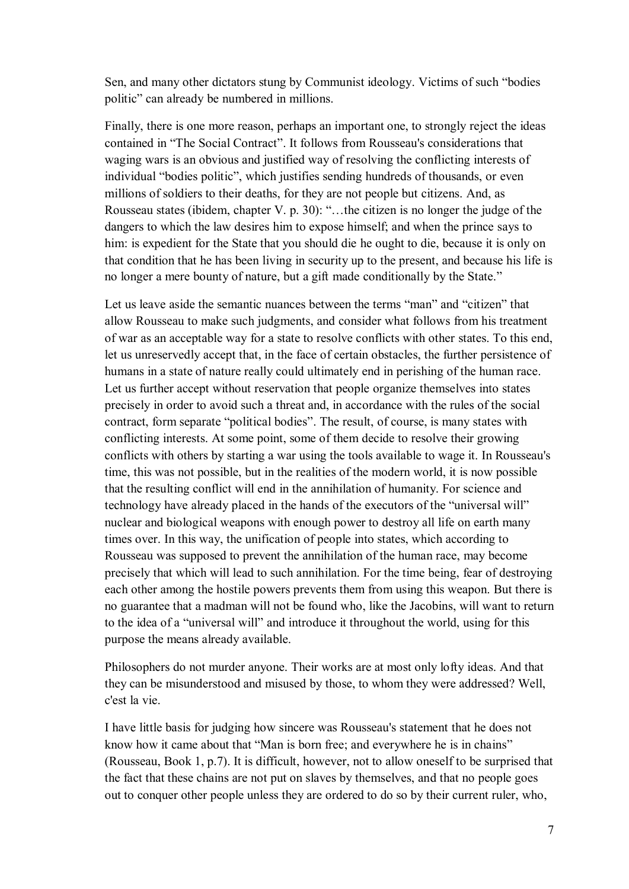Sen, and many other dictators stung by Communist ideology. Victims of such "bodies politic" can already be numbered in millions.

Finally, there is one more reason, perhaps an important one, to strongly reject the ideas contained in "The Social Contract". It follows from Rousseau's considerations that waging wars is an obvious and justified way of resolving the conflicting interests of individual "bodies politic", which justifies sending hundreds of thousands, or even millions of soldiers to their deaths, for they are not people but citizens. And, as Rousseau states (ibidem, chapter V. p. 30): "…the citizen is no longer the judge of the dangers to which the law desires him to expose himself; and when the prince says to him: is expedient for the State that you should die he ought to die, because it is only on that condition that he has been living in security up to the present, and because his life is no longer a mere bounty of nature, but a gift made conditionally by the State."

Let us leave aside the semantic nuances between the terms "man" and "citizen" that allow Rousseau to make such judgments, and consider what follows from his treatment of war as an acceptable way for a state to resolve conflicts with other states. To this end, let us unreservedly accept that, in the face of certain obstacles, the further persistence of humans in a state of nature really could ultimately end in perishing of the human race. Let us further accept without reservation that people organize themselves into states precisely in order to avoid such a threat and, in accordance with the rules of the social contract, form separate "political bodies". The result, of course, is many states with conflicting interests. At some point, some of them decide to resolve their growing conflicts with others by starting a war using the tools available to wage it. In Rousseau's time, this was not possible, but in the realities of the modern world, it is now possible that the resulting conflict will end in the annihilation of humanity. For science and technology have already placed in the hands of the executors of the "universal will" nuclear and biological weapons with enough power to destroy all life on earth many times over. In this way, the unification of people into states, which according to Rousseau was supposed to prevent the annihilation of the human race, may become precisely that which will lead to such annihilation. For the time being, fear of destroying each other among the hostile powers prevents them from using this weapon. But there is no guarantee that a madman will not be found who, like the Jacobins, will want to return to the idea of a "universal will" and introduce it throughout the world, using for this purpose the means already available.

Philosophers do not murder anyone. Their works are at most only lofty ideas. And that they can be misunderstood and misused by those, to whom they were addressed? Well, c'est la vie.

I have little basis for judging how sincere was Rousseau's statement that he does not know how it came about that "Man is born free; and everywhere he is in chains" (Rousseau, Book 1, p.7). It is difficult, however, not to allow oneself to be surprised that the fact that these chains are not put on slaves by themselves, and that no people goes out to conquer other people unless they are ordered to do so by their current ruler, who,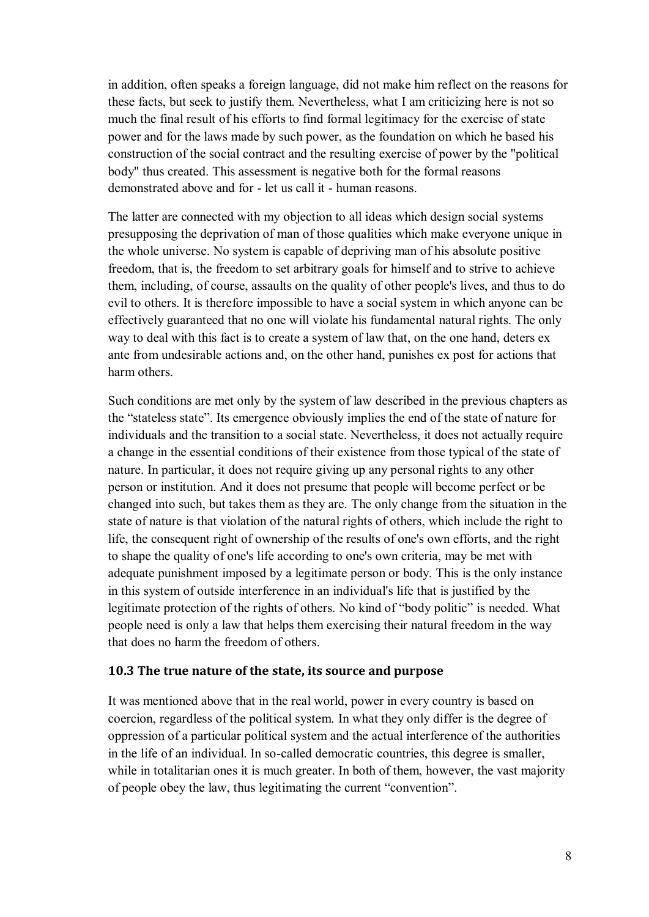in addition, often speaks a foreign language, did not make him reflect on the reasons for these facts, but seek to justify them. Nevertheless, what I am criticizing here is not so much the final result of his efforts to find formal legitimacy for the exercise of state power and for the laws made by such power, as the foundation on which he based his construction of the social contract and the resulting exercise of power by the "political body" thus created. This assessment is negative both for the formal reasons demonstrated above and for - let us call it - human reasons.

The latter are connected with my objection to all ideas which design social systems presupposing the deprivation of man of those qualities which make everyone unique in the whole universe. No system is capable of depriving man of his absolute positive freedom, that is, the freedom to set arbitrary goals for himself and to strive to achieve them, including, of course, assaults on the quality of other people's lives, and thus to do evil to others. It is therefore impossible to have a social system in which anyone can be effectively guaranteed that no one will violate his fundamental natural rights. The only way to deal with this fact is to create a system of law that, on the one hand, deters ex ante from undesirable actions and, on the other hand, punishes ex post for actions that harm others.

Such conditions are met only by the system of law described in the previous chapters as the "stateless state". Its emergence obviously implies the end of the state of nature for individuals and the transition to a social state. Nevertheless, it does not actually require a change in the essential conditions of their existence from those typical of the state of nature. In particular, it does not require giving up any personal rights to any other person or institution. And it does not presume that people will become perfect or be changed into such, but takes them as they are. The only change from the situation in the state of nature is that violation of the natural rights of others, which include the right to life, the consequent right of ownership of the results of one's own efforts, and the right to shape the quality of one's life according to one's own criteria, may be met with adequate punishment imposed by a legitimate person or body. This is the only instance in this system of outside interference in an individual's life that is justified by the legitimate protection of the rights of others. No kind of "body politic" is needed. What people need is only a law that helps them exercising their natural freedom in the way that does no harm the freedom of others.

### 10.3 The true nature of the state, its source and purpose

It was mentioned above that in the real world, power in every country is based on coercion, regardless of the political system. In what they only differ is the degree of oppression of a particular political system and the actual interference of the authorities in the life of an individual. In so-called democratic countries, this degree is smaller, while in totalitarian ones it is much greater. In both of them, however, the vast majority of people obey the law, thus legitimating the current "convention".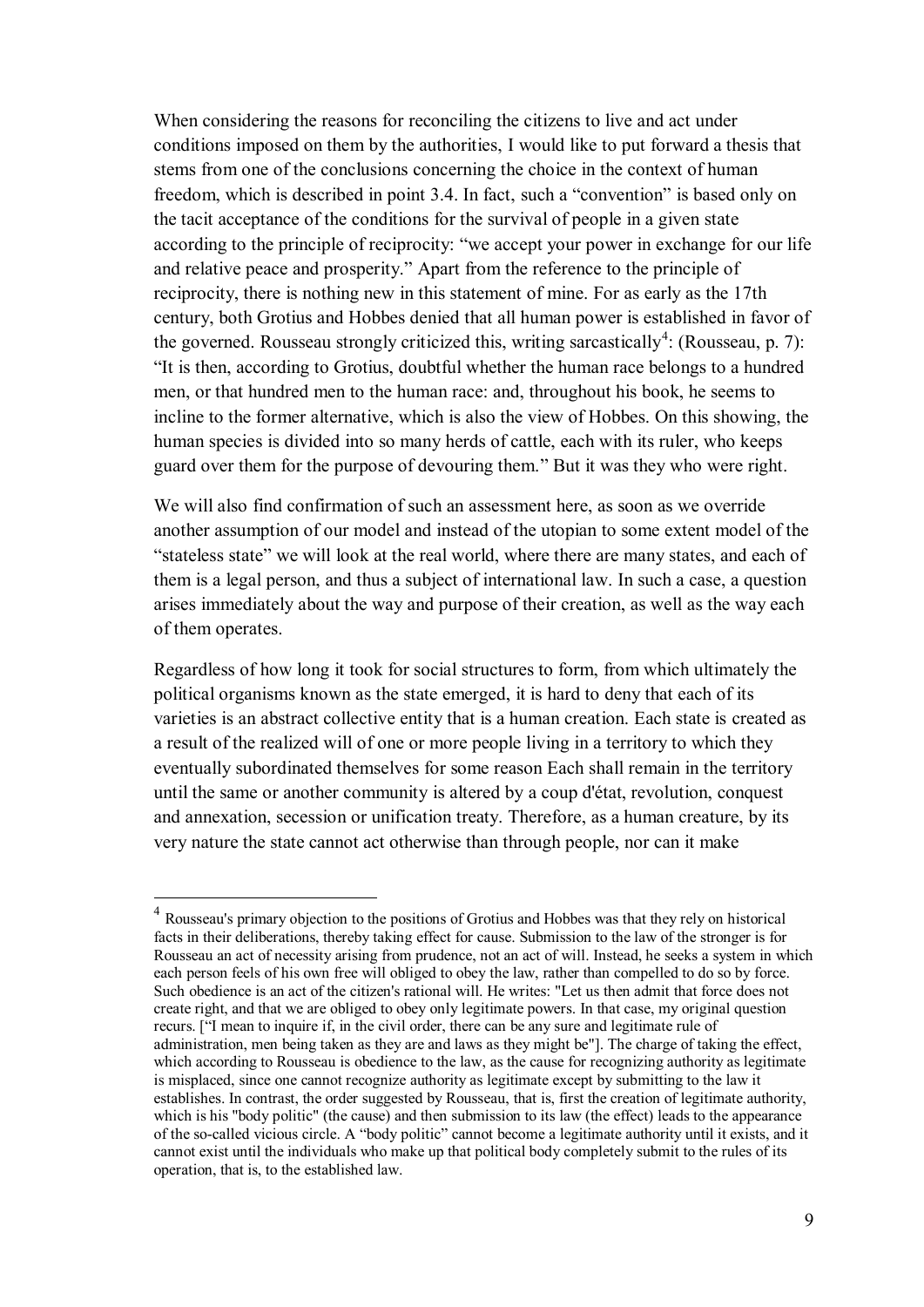When considering the reasons for reconciling the citizens to live and act under conditions imposed on them by the authorities, I would like to put forward a thesis that stems from one of the conclusions concerning the choice in the context of human freedom, which is described in point 3.4. In fact, such a "convention" is based only on the tacit acceptance of the conditions for the survival of people in a given state according to the principle of reciprocity: "we accept your power in exchange for our life and relative peace and prosperity." Apart from the reference to the principle of reciprocity, there is nothing new in this statement of mine. For as early as the 17th century, both Grotius and Hobbes denied that all human power is established in favor of the governed. Rousseau strongly criticized this, writing sarcastically[4]: (Rousseau, p. 7): "It is then, according to Grotius, doubtful whether the human race belongs to a hundred men, or that hundred men to the human race: and, throughout his book, he seems to incline to the former alternative, which is also the view of Hobbes. On this showing, the human species is divided into so many herds of cattle, each with its ruler, who keeps guard over them for the purpose of devouring them." But it was they who were right.

We will also find confirmation of such an assessment here, as soon as we override another assumption of our model and instead of the utopian to some extent model of the "stateless state" we will look at the real world, where there are many states, and each of them is a legal person, and thus a subject of international law. In such a case, a question arises immediately about the way and purpose of their creation, as well as the way each of them operates.

Regardless of how long it took for social structures to form, from which ultimately the political organisms known as the state emerged, it is hard to deny that each of its varieties is an abstract collective entity that is a human creation. Each state is created as a result of the realized will of one or more people living in a territory to which they eventually subordinated themselves for some reason Each shall remain in the territory until the same or another community is altered by a coup d'état, revolution, conquest and annexation, secession or unification treaty. Therefore, as a human creature, by its very nature the state cannot act otherwise than through people, nor can it make

---

[4] Rousseau's primary objection to the positions of Grotius and Hobbes was that they rely on historical facts in their deliberations, thereby taking effect for cause. Submission to the law of the stronger is for Rousseau an act of necessity arising from prudence, not an act of will. Instead, he seeks a system in which each person feels of his own free will obliged to obey the law, rather than compelled to do so by force. Such obedience is an act of the citizen's rational will. He writes: "Let us then admit that force does not create right, and that we are obliged to obey only legitimate powers. In that case, my original question recurs. ["I mean to inquire if, in the civil order, there can be any sure and legitimate rule of administration, men being taken as they are and laws as they might be"]. The charge of taking the effect, which according to Rousseau is obedience to the law, as the cause for recognizing authority as legitimate is misplaced, since one cannot recognize authority as legitimate except by submitting to the law it establishes. In contrast, the order suggested by Rousseau, that is, first the creation of legitimate authority, which is his "body politic" (the cause) and then submission to its law (the effect) leads to the appearance of the so-called vicious circle. A "body politic" cannot become a legitimate authority until it exists, and it cannot exist until the individuals who make up that political body completely submit to the rules of its operation, that is, to the established law.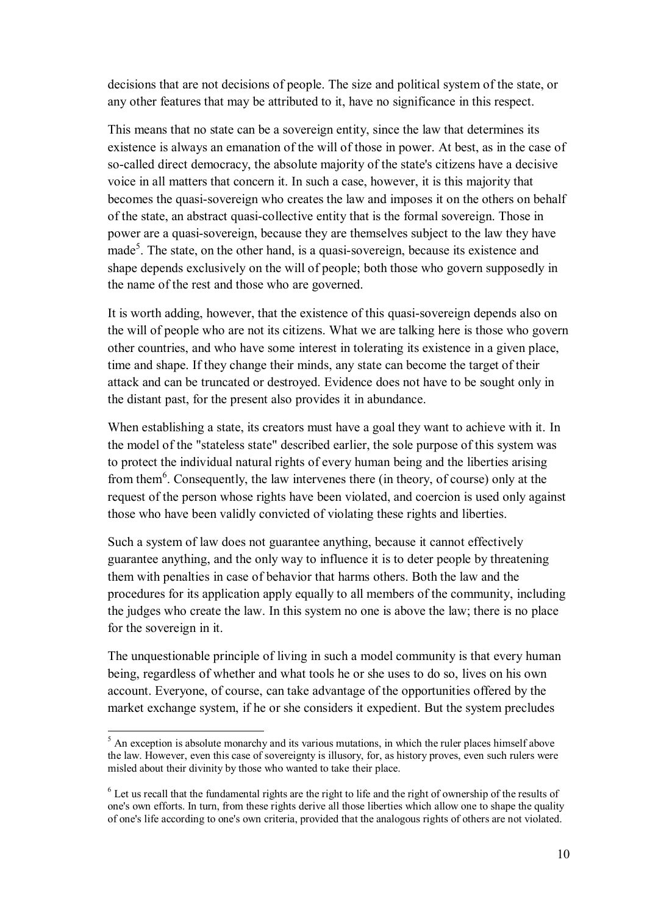decisions that are not decisions of people. The size and political system of the state, or any other features that may be attributed to it, have no significance in this respect.

This means that no state can be a sovereign entity, since the law that determines its existence is always an emanation of the will of those in power. At best, as in the case of so-called direct democracy, the absolute majority of the state's citizens have a decisive voice in all matters that concern it. In such a case, however, it is this majority that becomes the quasi-sovereign who creates the law and imposes it on the others on behalf of the state, an abstract quasi-collective entity that is the formal sovereign. Those in power are a quasi-sovereign, because they are themselves subject to the law they have made[5]. The state, on the other hand, is a quasi-sovereign, because its existence and shape depends exclusively on the will of people; both those who govern supposedly in the name of the rest and those who are governed.

It is worth adding, however, that the existence of this quasi-sovereign depends also on the will of people who are not its citizens. What we are talking here is those who govern other countries, and who have some interest in tolerating its existence in a given place, time and shape. If they change their minds, any state can become the target of their attack and can be truncated or destroyed. Evidence does not have to be sought only in the distant past, for the present also provides it in abundance.

When establishing a state, its creators must have a goal they want to achieve with it. In the model of the "stateless state" described earlier, the sole purpose of this system was to protect the individual natural rights of every human being and the liberties arising from them[6]. Consequently, the law intervenes there (in theory, of course) only at the request of the person whose rights have been violated, and coercion is used only against those who have been validly convicted of violating these rights and liberties.

Such a system of law does not guarantee anything, because it cannot effectively guarantee anything, and the only way to influence it is to deter people by threatening them with penalties in case of behavior that harms others. Both the law and the procedures for its application apply equally to all members of the community, including the judges who create the law. In this system no one is above the law; there is no place for the sovereign in it.

The unquestionable principle of living in such a model community is that every human being, regardless of whether and what tools he or she uses to do so, lives on his own account. Everyone, of course, can take advantage of the opportunities offered by the market exchange system, if he or she considers it expedient. But the system precludes

[5] An exception is absolute monarchy and its various mutations, in which the ruler places himself above the law. However, even this case of sovereignty is illusory, for, as history proves, even such rulers were misled about their divinity by those who wanted to take their place.

[6] Let us recall that the fundamental rights are the right to life and the right of ownership of the results of one's own efforts. In turn, from these rights derive all those liberties which allow one to shape the quality of one's life according to one's own criteria, provided that the analogous rights of others are not violated.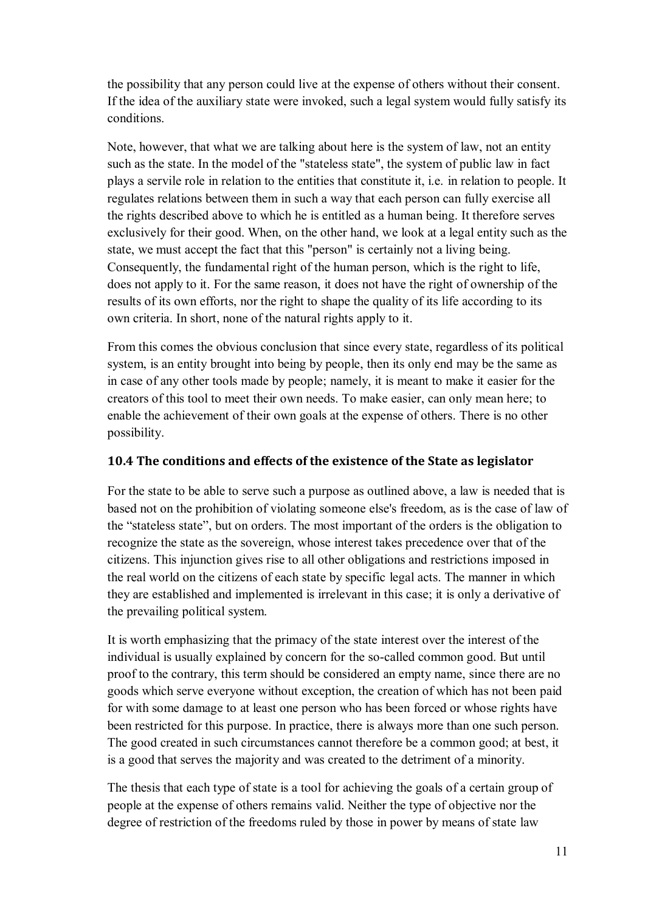the possibility that any person could live at the expense of others without their consent. If the idea of the auxiliary state were invoked, such a legal system would fully satisfy its conditions.

Note, however, that what we are talking about here is the system of law, not an entity such as the state. In the model of the "stateless state", the system of public law in fact plays a servile role in relation to the entities that constitute it, i.e. in relation to people. It regulates relations between them in such a way that each person can fully exercise all the rights described above to which he is entitled as a human being. It therefore serves exclusively for their good. When, on the other hand, we look at a legal entity such as the state, we must accept the fact that this "person" is certainly not a living being. Consequently, the fundamental right of the human person, which is the right to life, does not apply to it. For the same reason, it does not have the right of ownership of the results of its own efforts, nor the right to shape the quality of its life according to its own criteria. In short, none of the natural rights apply to it.

From this comes the obvious conclusion that since every state, regardless of its political system, is an entity brought into being by people, then its only end may be the same as in case of any other tools made by people; namely, it is meant to make it easier for the creators of this tool to meet their own needs. To make easier, can only mean here; to enable the achievement of their own goals at the expense of others. There is no other possibility.

### 10.4 The conditions and effects of the existence of the State as legislator

For the state to be able to serve such a purpose as outlined above, a law is needed that is based not on the prohibition of violating someone else's freedom, as is the case of law of the “stateless state”, but on orders. The most important of the orders is the obligation to recognize the state as the sovereign, whose interest takes precedence over that of the citizens. This injunction gives rise to all other obligations and restrictions imposed in the real world on the citizens of each state by specific legal acts. The manner in which they are established and implemented is irrelevant in this case; it is only a derivative of the prevailing political system.

It is worth emphasizing that the primacy of the state interest over the interest of the individual is usually explained by concern for the so-called common good. But until proof to the contrary, this term should be considered an empty name, since there are no goods which serve everyone without exception, the creation of which has not been paid for with some damage to at least one person who has been forced or whose rights have been restricted for this purpose. In practice, there is always more than one such person. The good created in such circumstances cannot therefore be a common good; at best, it is a good that serves the majority and was created to the detriment of a minority.

The thesis that each type of state is a tool for achieving the goals of a certain group of people at the expense of others remains valid. Neither the type of objective nor the degree of restriction of the freedoms ruled by those in power by means of state law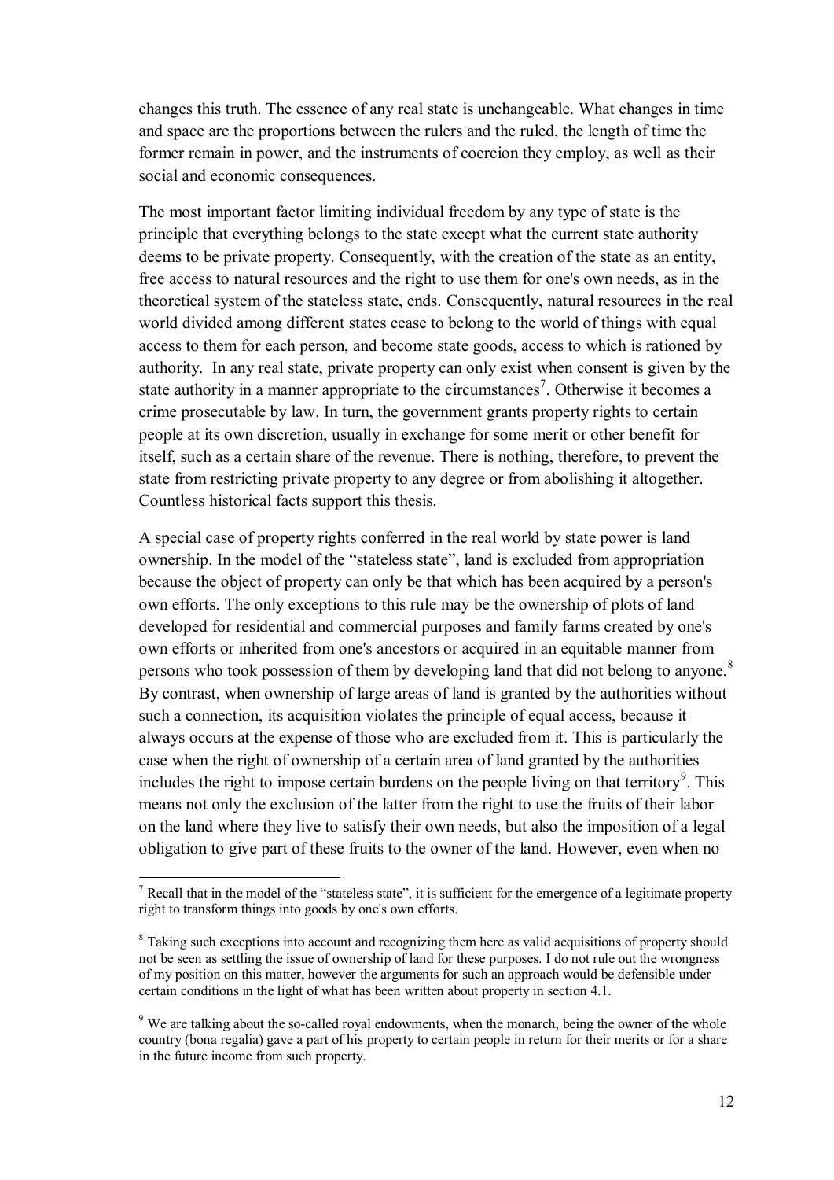changes this truth. The essence of any real state is unchangeable. What changes in time and space are the proportions between the rulers and the ruled, the length of time the former remain in power, and the instruments of coercion they employ, as well as their social and economic consequences.

The most important factor limiting individual freedom by any type of state is the principle that everything belongs to the state except what the current state authority deems to be private property. Consequently, with the creation of the state as an entity, free access to natural resources and the right to use them for one's own needs, as in the theoretical system of the stateless state, ends. Consequently, natural resources in the real world divided among different states cease to belong to the world of things with equal access to them for each person, and become state goods, access to which is rationed by authority. In any real state, private property can only exist when consent is given by the state authority in a manner appropriate to the circumstances[7]. Otherwise it becomes a crime prosecutable by law. In turn, the government grants property rights to certain people at its own discretion, usually in exchange for some merit or other benefit for itself, such as a certain share of the revenue. There is nothing, therefore, to prevent the state from restricting private property to any degree or from abolishing it altogether. Countless historical facts support this thesis.

A special case of property rights conferred in the real world by state power is land ownership. In the model of the "stateless state", land is excluded from appropriation because the object of property can only be that which has been acquired by a person's own efforts. The only exceptions to this rule may be the ownership of plots of land developed for residential and commercial purposes and family farms created by one's own efforts or inherited from one's ancestors or acquired in an equitable manner from persons who took possession of them by developing land that did not belong to anyone.[8] By contrast, when ownership of large areas of land is granted by the authorities without such a connection, its acquisition violates the principle of equal access, because it always occurs at the expense of those who are excluded from it. This is particularly the case when the right of ownership of a certain area of land granted by the authorities includes the right to impose certain burdens on the people living on that territory[9]. This means not only the exclusion of the latter from the right to use the fruits of their labor on the land where they live to satisfy their own needs, but also the imposition of a legal obligation to give part of these fruits to the owner of the land. However, even when no

[7] Recall that in the model of the "stateless state", it is sufficient for the emergence of a legitimate property right to transform things into goods by one's own efforts.

[8] Taking such exceptions into account and recognizing them here as valid acquisitions of property should not be seen as settling the issue of ownership of land for these purposes. I do not rule out the wrongness of my position on this matter, however the arguments for such an approach would be defensible under certain conditions in the light of what has been written about property in section 4.1.

[9] We are talking about the so-called royal endowments, when the monarch, being the owner of the whole country (bona regalia) gave a part of his property to certain people in return for their merits or for a share in the future income from such property.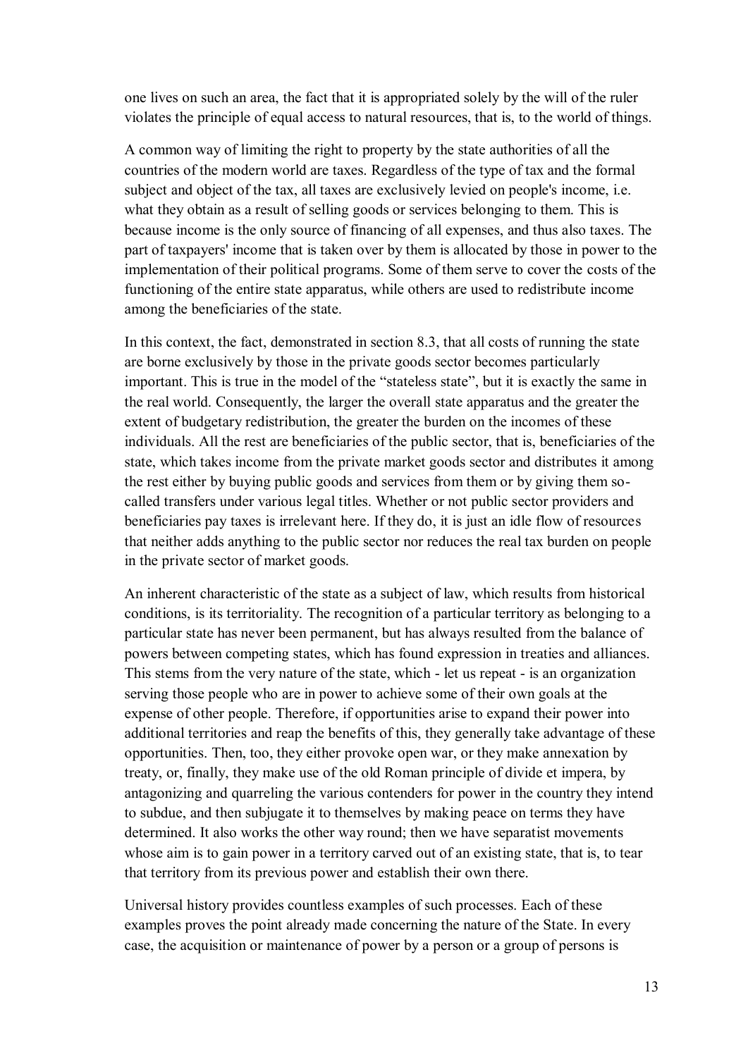one lives on such an area, the fact that it is appropriated solely by the will of the ruler violates the principle of equal access to natural resources, that is, to the world of things.

A common way of limiting the right to property by the state authorities of all the countries of the modern world are taxes. Regardless of the type of tax and the formal subject and object of the tax, all taxes are exclusively levied on people's income, i.e. what they obtain as a result of selling goods or services belonging to them. This is because income is the only source of financing of all expenses, and thus also taxes. The part of taxpayers' income that is taken over by them is allocated by those in power to the implementation of their political programs. Some of them serve to cover the costs of the functioning of the entire state apparatus, while others are used to redistribute income among the beneficiaries of the state.

In this context, the fact, demonstrated in section 8.3, that all costs of running the state are borne exclusively by those in the private goods sector becomes particularly important. This is true in the model of the "stateless state", but it is exactly the same in the real world. Consequently, the larger the overall state apparatus and the greater the extent of budgetary redistribution, the greater the burden on the incomes of these individuals. All the rest are beneficiaries of the public sector, that is, beneficiaries of the state, which takes income from the private market goods sector and distributes it among the rest either by buying public goods and services from them or by giving them so-called transfers under various legal titles. Whether or not public sector providers and beneficiaries pay taxes is irrelevant here. If they do, it is just an idle flow of resources that neither adds anything to the public sector nor reduces the real tax burden on people in the private sector of market goods.

An inherent characteristic of the state as a subject of law, which results from historical conditions, is its territoriality. The recognition of a particular territory as belonging to a particular state has never been permanent, but has always resulted from the balance of powers between competing states, which has found expression in treaties and alliances. This stems from the very nature of the state, which - let us repeat - is an organization serving those people who are in power to achieve some of their own goals at the expense of other people. Therefore, if opportunities arise to expand their power into additional territories and reap the benefits of this, they generally take advantage of these opportunities. Then, too, they either provoke open war, or they make annexation by treaty, or, finally, they make use of the old Roman principle of divide et impera, by antagonizing and quarreling the various contenders for power in the country they intend to subdue, and then subjugate it to themselves by making peace on terms they have determined. It also works the other way round; then we have separatist movements whose aim is to gain power in a territory carved out of an existing state, that is, to tear that territory from its previous power and establish their own there.

Universal history provides countless examples of such processes. Each of these examples proves the point already made concerning the nature of the State. In every case, the acquisition or maintenance of power by a person or a group of persons is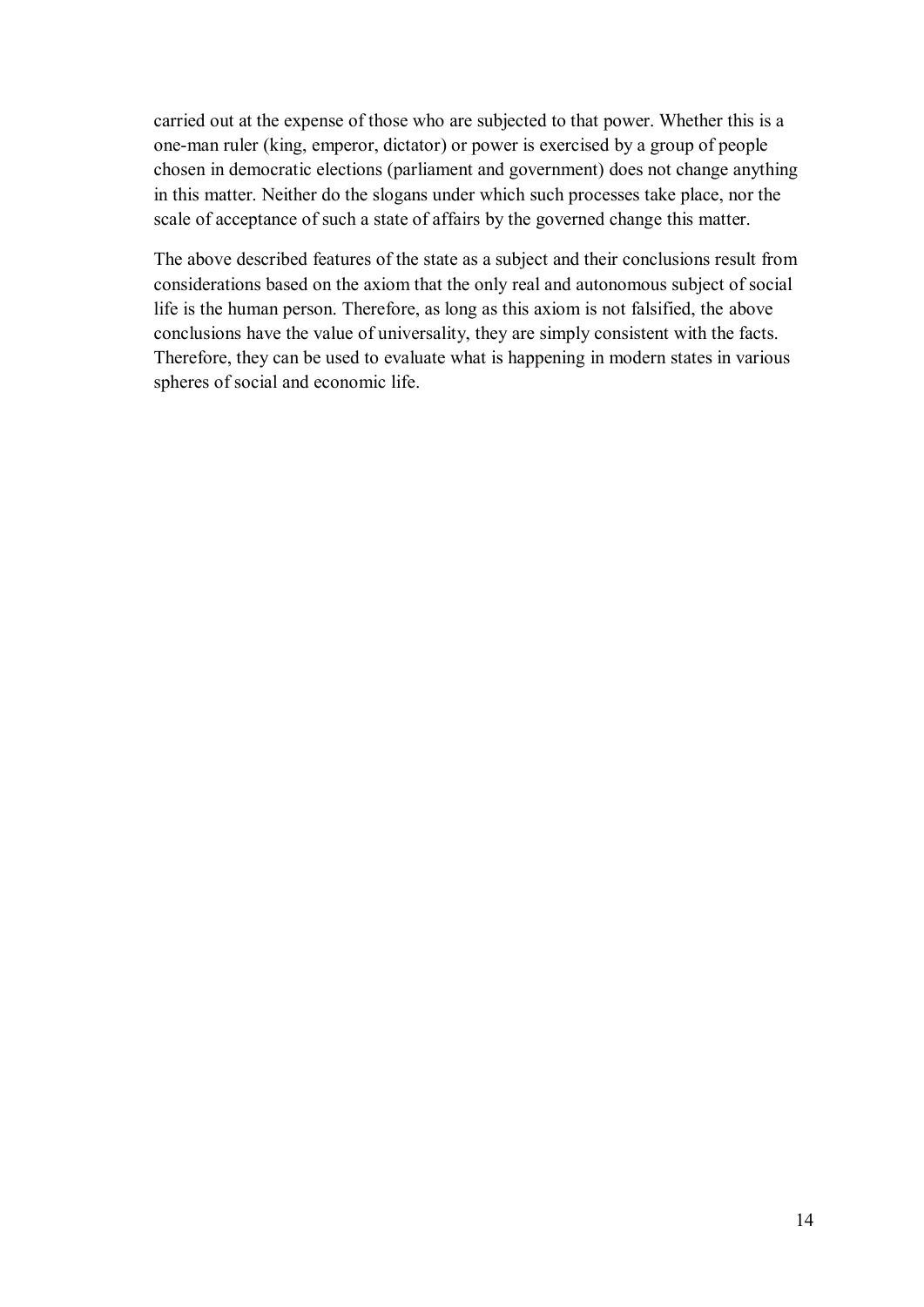carried out at the expense of those who are subjected to that power. Whether this is a one-man ruler (king, emperor, dictator) or power is exercised by a group of people chosen in democratic elections (parliament and government) does not change anything in this matter. Neither do the slogans under which such processes take place, nor the scale of acceptance of such a state of affairs by the governed change this matter.

The above described features of the state as a subject and their conclusions result from considerations based on the axiom that the only real and autonomous subject of social life is the human person. Therefore, as long as this axiom is not falsified, the above conclusions have the value of universality, they are simply consistent with the facts. Therefore, they can be used to evaluate what is happening in modern states in various spheres of social and economic life.